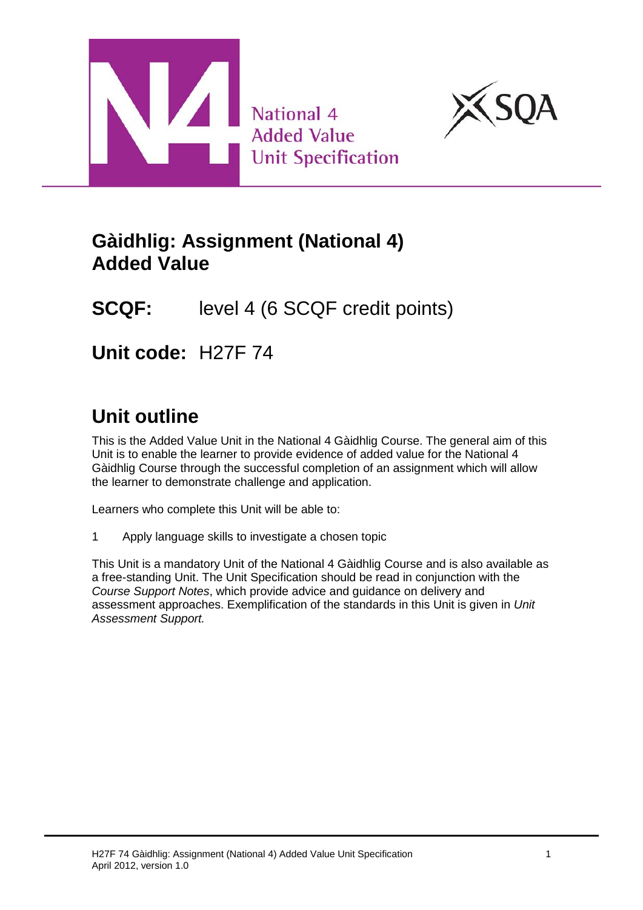National 4
Added Value
Unit Specification

# Gàidhlig: Assignment (National 4) Added Value

**SCQF:** level 4 (6 SCQF credit points)

**Unit code:** H27F 74

## Unit outline

This is the Added Value Unit in the National 4 Gàidhlig Course. The general aim of this Unit is to enable the learner to provide evidence of added value for the National 4 Gàidhlig Course through the successful completion of an assignment which will allow the learner to demonstrate challenge and application.

Learners who complete this Unit will be able to:

1 Apply language skills to investigate a chosen topic

This Unit is a mandatory Unit of the National 4 Gàidhlig Course and is also available as a free-standing Unit. The Unit Specification should be read in conjunction with the *Course Support Notes*, which provide advice and guidance on delivery and assessment approaches. Exemplification of the standards in this Unit is given in *Unit Assessment Support.*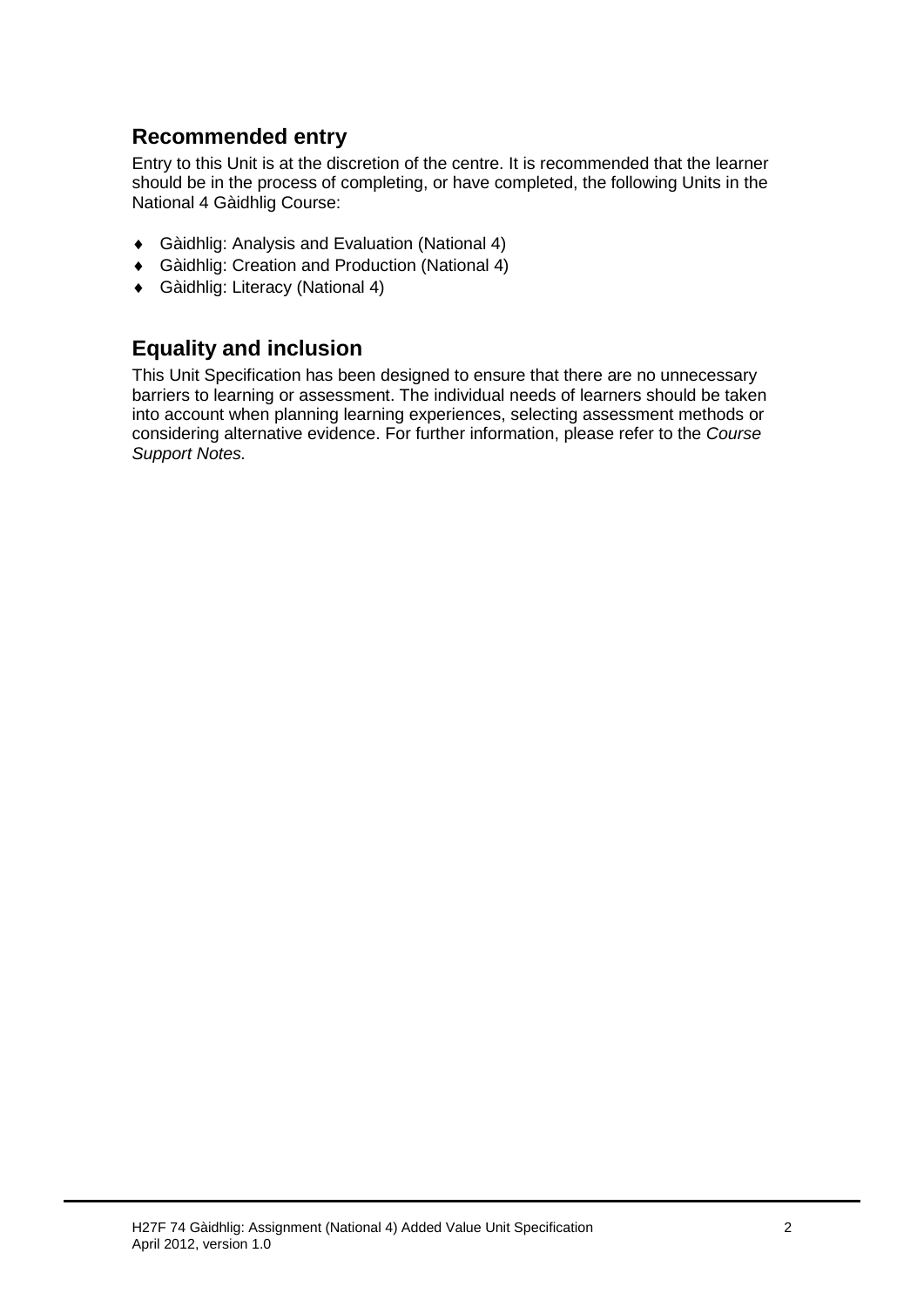## Recommended entry

Entry to this Unit is at the discretion of the centre. It is recommended that the learner should be in the process of completing, or have completed, the following Units in the National 4 Gàidhlig Course:

- Gàidhlig: Analysis and Evaluation (National 4)
- Gàidhlig: Creation and Production (National 4)
- Gàidhlig: Literacy (National 4)

## Equality and inclusion

This Unit Specification has been designed to ensure that there are no unnecessary barriers to learning or assessment. The individual needs of learners should be taken into account when planning learning experiences, selecting assessment methods or considering alternative evidence. For further information, please refer to the *Course Support Notes.*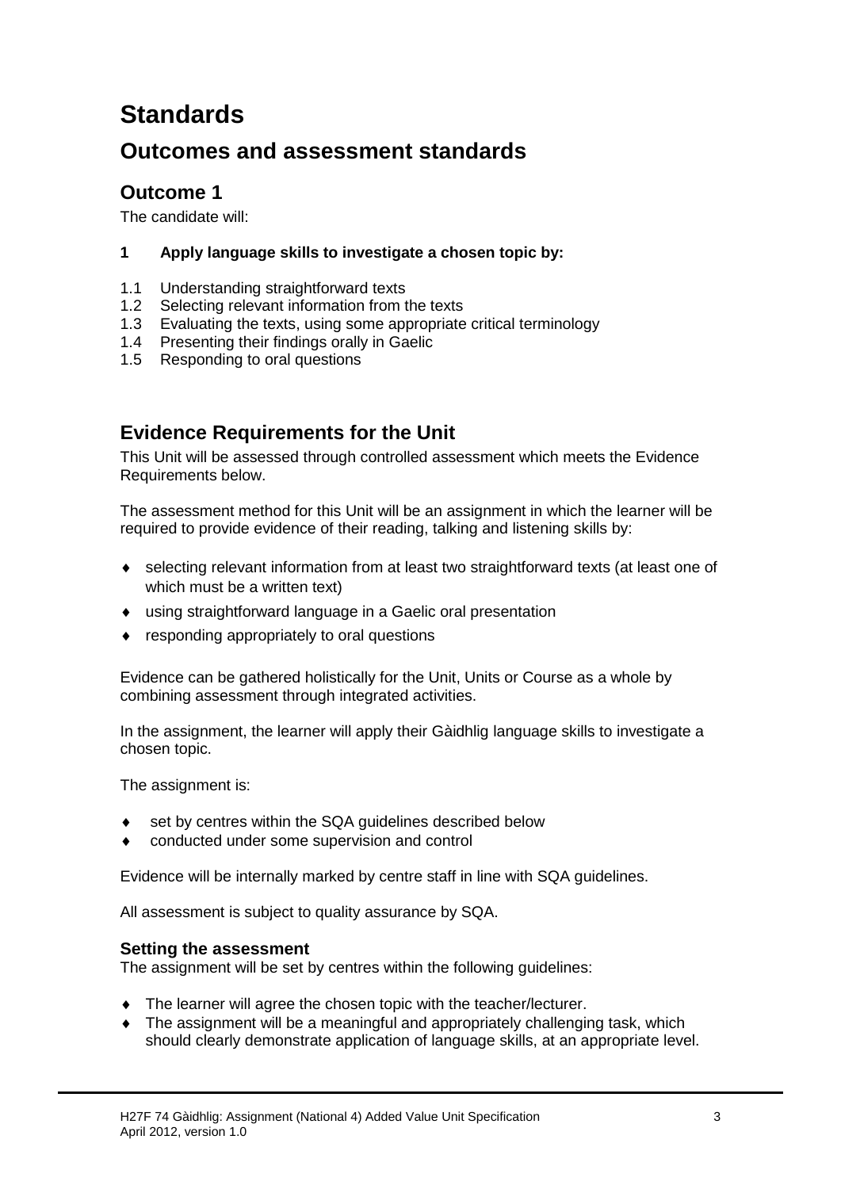# Standards

## Outcomes and assessment standards

### Outcome 1

The candidate will:

**1 Apply language skills to investigate a chosen topic by:**

1.1 Understanding straightforward texts
1.2 Selecting relevant information from the texts
1.3 Evaluating the texts, using some appropriate critical terminology
1.4 Presenting their findings orally in Gaelic
1.5 Responding to oral questions

## Evidence Requirements for the Unit

This Unit will be assessed through controlled assessment which meets the Evidence Requirements below.

The assessment method for this Unit will be an assignment in which the learner will be required to provide evidence of their reading, talking and listening skills by:

- selecting relevant information from at least two straightforward texts (at least one of which must be a written text)
- using straightforward language in a Gaelic oral presentation
- responding appropriately to oral questions

Evidence can be gathered holistically for the Unit, Units or Course as a whole by combining assessment through integrated activities.

In the assignment, the learner will apply their Gàidhlig language skills to investigate a chosen topic.

The assignment is:

- set by centres within the SQA guidelines described below
- conducted under some supervision and control

Evidence will be internally marked by centre staff in line with SQA guidelines.

All assessment is subject to quality assurance by SQA.

### Setting the assessment

The assignment will be set by centres within the following guidelines:

- The learner will agree the chosen topic with the teacher/lecturer.
- The assignment will be a meaningful and appropriately challenging task, which should clearly demonstrate application of language skills, at an appropriate level.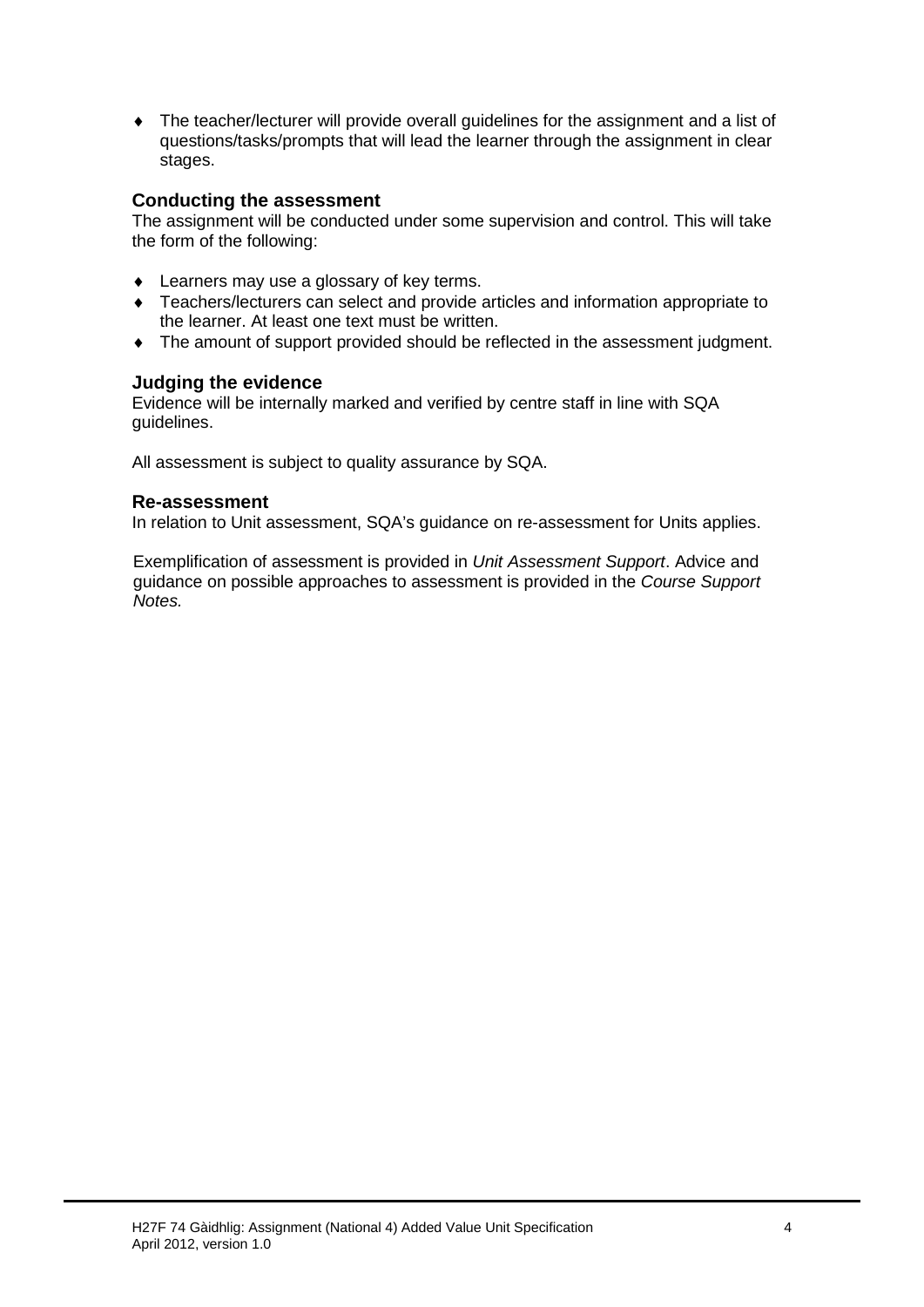- The teacher/lecturer will provide overall guidelines for the assignment and a list of questions/tasks/prompts that will lead the learner through the assignment in clear stages.

### Conducting the assessment

The assignment will be conducted under some supervision and control. This will take the form of the following:

- Learners may use a glossary of key terms.
- Teachers/lecturers can select and provide articles and information appropriate to the learner. At least one text must be written.
- The amount of support provided should be reflected in the assessment judgment.

### Judging the evidence

Evidence will be internally marked and verified by centre staff in line with SQA guidelines.

All assessment is subject to quality assurance by SQA.

### Re-assessment

In relation to Unit assessment, SQA's guidance on re-assessment for Units applies.

Exemplification of assessment is provided in *Unit Assessment Support*. Advice and guidance on possible approaches to assessment is provided in the *Course Support Notes.*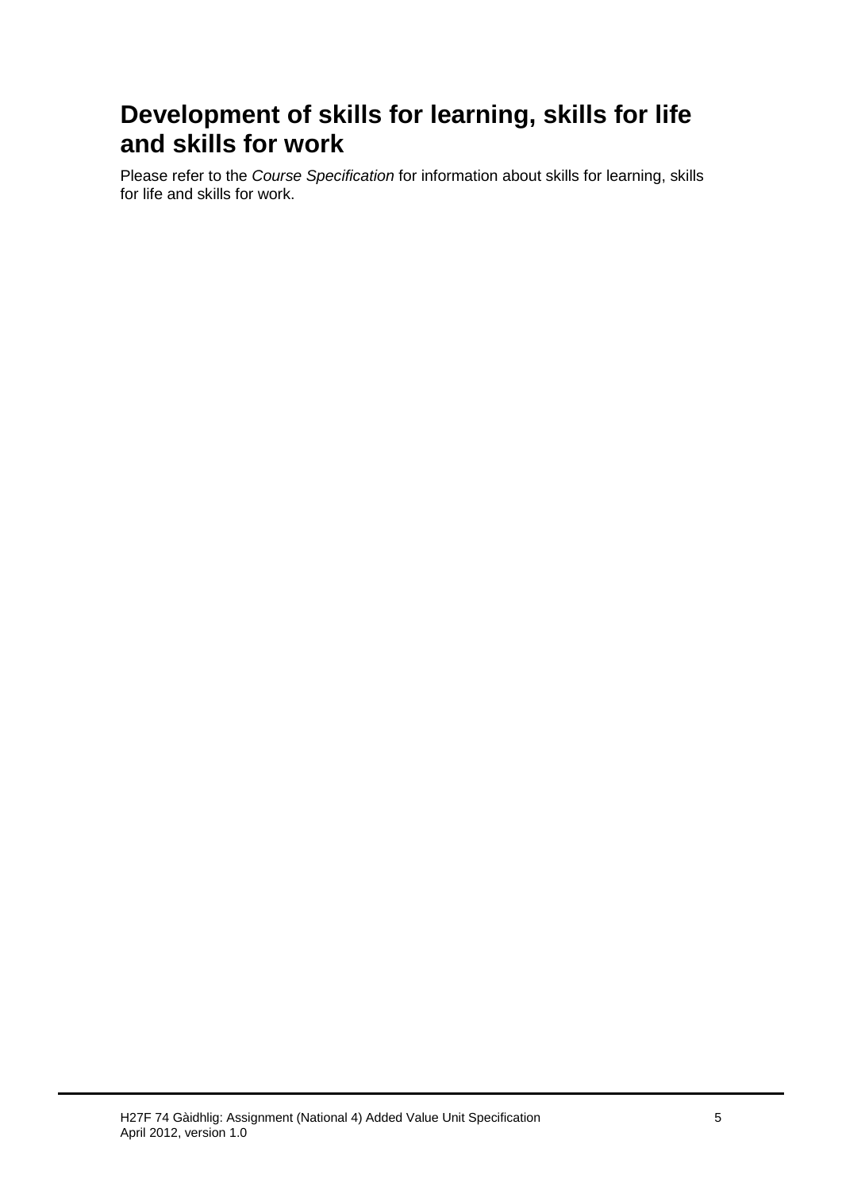## Development of skills for learning, skills for life and skills for work

Please refer to the *Course Specification* for information about skills for learning, skills for life and skills for work.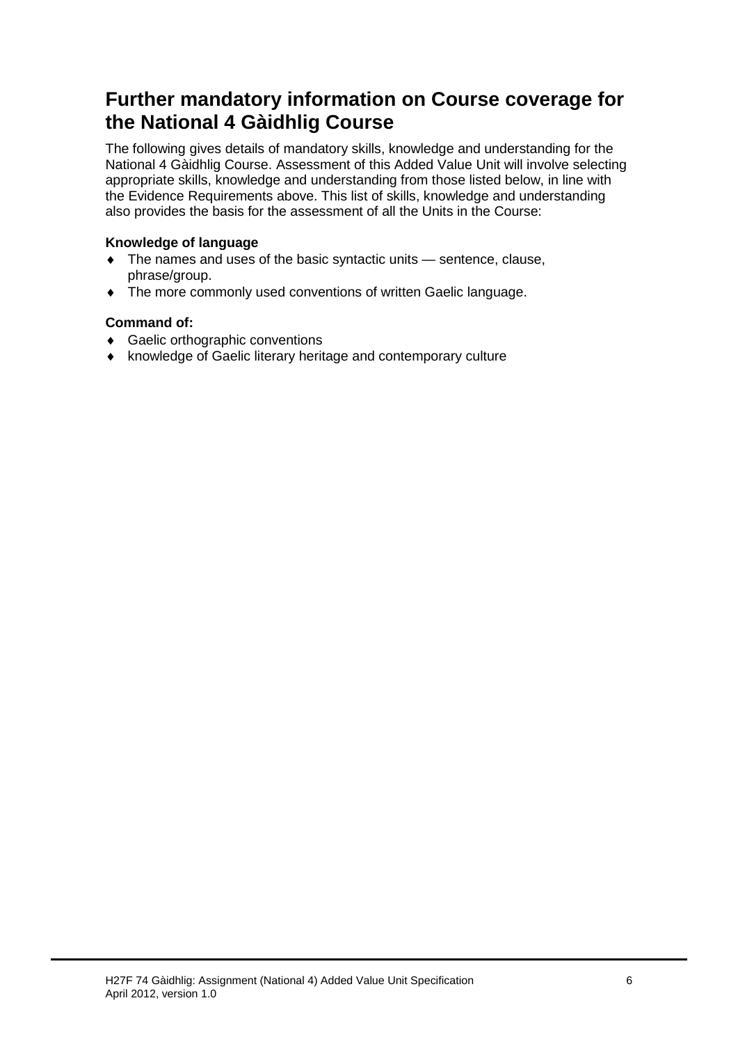## Further mandatory information on Course coverage for the National 4 Gàidhlig Course

The following gives details of mandatory skills, knowledge and understanding for the National 4 Gàidhlig Course. Assessment of this Added Value Unit will involve selecting appropriate skills, knowledge and understanding from those listed below, in line with the Evidence Requirements above. This list of skills, knowledge and understanding also provides the basis for the assessment of all the Units in the Course:

**Knowledge of language**

- The names and uses of the basic syntactic units — sentence, clause, phrase/group.
- The more commonly used conventions of written Gaelic language.

**Command of:**

- Gaelic orthographic conventions
- knowledge of Gaelic literary heritage and contemporary culture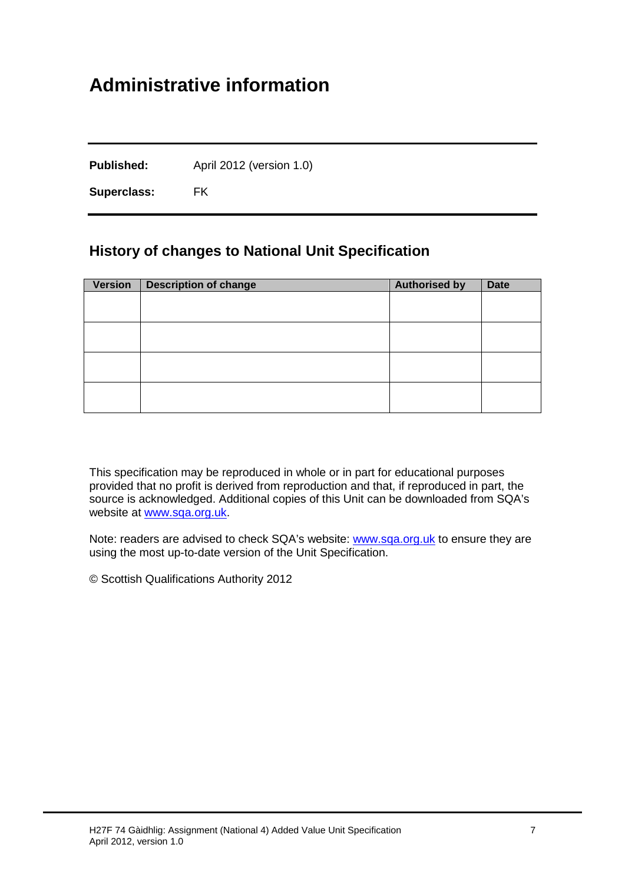# Administrative information

| | |
|---|---|
| **Published:** | April 2012 (version 1.0) |
| **Superclass:** | FK |

## History of changes to National Unit Specification

| Version | Description of change | Authorised by | Date |
|---|---|---|---|
| | | | |
| | | | |
| | | | |
| | | | |

This specification may be reproduced in whole or in part for educational purposes provided that no profit is derived from reproduction and that, if reproduced in part, the source is acknowledged. Additional copies of this Unit can be downloaded from SQA's website at www.sqa.org.uk.

Note: readers are advised to check SQA's website: www.sqa.org.uk to ensure they are using the most up-to-date version of the Unit Specification.

© Scottish Qualifications Authority 2012